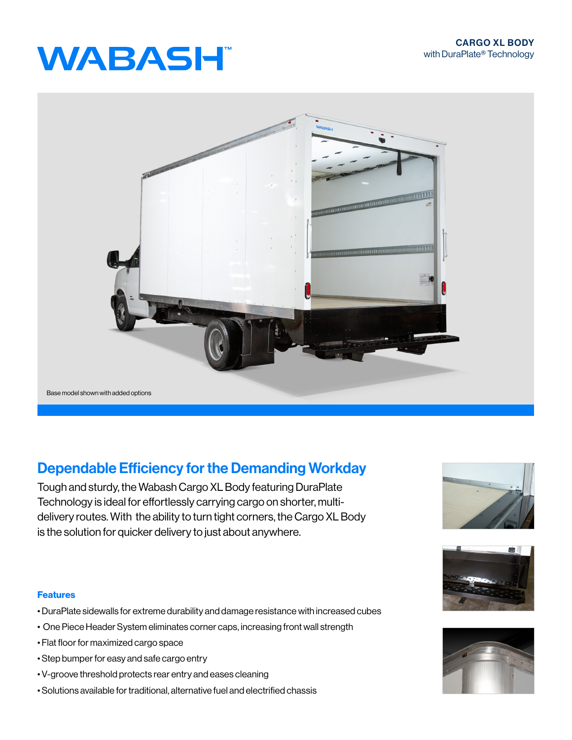# WABASH™

**CARGO XL BODY**
with DuraPlate® Technology

Base model shown with added options

## Dependable Efficiency for the Demanding Workday

Tough and sturdy, the Wabash Cargo XL Body featuring DuraPlate Technology is ideal for effortlessly carrying cargo on shorter, multi-delivery routes. With the ability to turn tight corners, the Cargo XL Body is the solution for quicker delivery to just about anywhere.

### Features

- DuraPlate sidewalls for extreme durability and damage resistance with increased cubes
- One Piece Header System eliminates corner caps, increasing front wall strength
- Flat floor for maximized cargo space
- Step bumper for easy and safe cargo entry
- V-groove threshold protects rear entry and eases cleaning
- Solutions available for traditional, alternative fuel and electrified chassis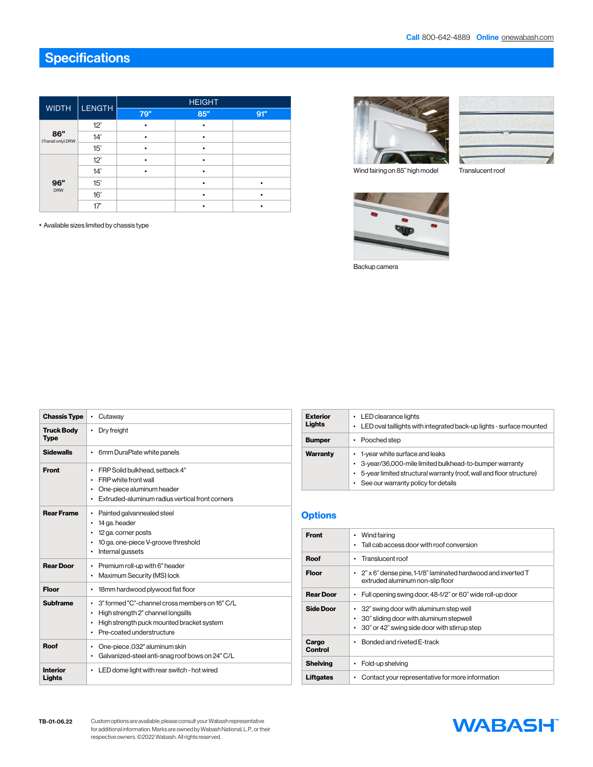Call 800-642-4889 Online onewabash.com

# Specifications

| WIDTH | LENGTH | HEIGHT | | |
|---|---|---|---|---|
| | | 79" | 85" | 91" |
| 86" (Transit only) DRW | 12' | • | • | |
| | 14' | • | • | |
| | 15' | • | • | |
| 96" DRW | 12' | • | • | |
| | 14' | • | • | |
| | 15' | | • | • |
| | 16' | | • | • |
| | 17' | | • | • |

• Available sizes limited by chassis type

Wind fairing on 85" high model

Translucent roof

Backup camera

| | |
|---|---|
| **Chassis Type** | • Cutaway |
| **Truck Body Type** | • Dry freight |
| **Sidewalls** | • 6mm DuraPlate white panels |
| **Front** | • FRP Solid bulkhead, setback 4"<br>• FRP white front wall<br>• One-piece aluminum header<br>• Extruded-aluminum radius vertical front corners |
| **Rear Frame** | • Painted galvannealed steel<br>• 14 ga. header<br>• 12 ga. corner posts<br>• 10 ga. one-piece V-groove threshold<br>• Internal gussets |
| **Rear Door** | • Premium roll-up with 6" header<br>• Maximum Security (MS) lock |
| **Floor** | • 18mm hardwood plywood flat floor |
| **Subframe** | • 3" formed "C"-channel cross members on 16" C/L<br>• High strength 2" channel longsills<br>• High strength puck mounted bracket system<br>• Pre-coated understructure |
| **Roof** | • One-piece .032" aluminum skin<br>• Galvanized-steel anti-snag roof bows on 24" C/L |
| **Interior Lights** | • LED dome light with rear switch - hot wired |
| **Exterior Lights** | • LED clearance lights<br>• LED oval taillights with integrated back-up lights - surface mounted |
| **Bumper** | • Pooched step |
| **Warranty** | • 1-year white surface and leaks<br>• 3-year/36,000-mile limited bulkhead-to-bumper warranty<br>• 5-year limited structural warranty (roof, wall and floor structure)<br>• See our warranty policy for details |

## Options

| | |
|---|---|
| **Front** | • Wind fairing<br>• Tall cab access door with roof conversion |
| **Roof** | • Translucent roof |
| **Floor** | • 2" x 6" dense pine, 1-1/8" laminated hardwood and inverted T extruded aluminum non-slip floor |
| **Rear Door** | • Full opening swing door, 48-1/2" or 60" wide roll-up door |
| **Side Door** | • 32" swing door with aluminum step well<br>• 30" sliding door with aluminum stepwell<br>• 30" or 42" swing side door with stirrup step |
| **Cargo Control** | • Bonded and riveted E-track |
| **Shelving** | • Fold-up shelving |
| **Liftgates** | • Contact your representative for more information |

TB-01-06.22

Custom options are available; please consult your Wabash representative for additional information. Marks are owned by Wabash National, L.P., or their respective owners. ©2022 Wabash. All rights reserved.

WABASH™